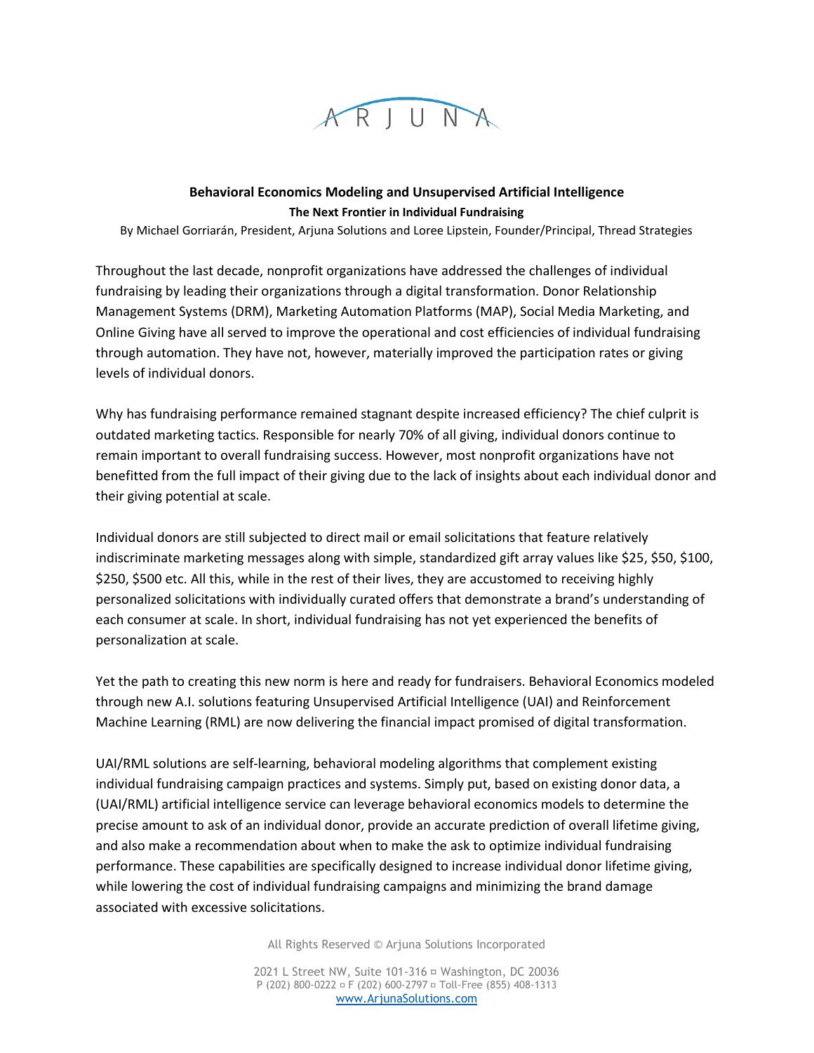ARJUNA

# Behavioral Economics Modeling and Unsupervised Artificial Intelligence

## The Next Frontier in Individual Fundraising

By Michael Gorriarán, President, Arjuna Solutions and Loree Lipstein, Founder/Principal, Thread Strategies

Throughout the last decade, nonprofit organizations have addressed the challenges of individual fundraising by leading their organizations through a digital transformation. Donor Relationship Management Systems (DRM), Marketing Automation Platforms (MAP), Social Media Marketing, and Online Giving have all served to improve the operational and cost efficiencies of individual fundraising through automation. They have not, however, materially improved the participation rates or giving levels of individual donors.

Why has fundraising performance remained stagnant despite increased efficiency? The chief culprit is outdated marketing tactics. Responsible for nearly 70% of all giving, individual donors continue to remain important to overall fundraising success. However, most nonprofit organizations have not benefitted from the full impact of their giving due to the lack of insights about each individual donor and their giving potential at scale.

Individual donors are still subjected to direct mail or email solicitations that feature relatively indiscriminate marketing messages along with simple, standardized gift array values like $25, $50, $100, $250, $500 etc. All this, while in the rest of their lives, they are accustomed to receiving highly personalized solicitations with individually curated offers that demonstrate a brand's understanding of each consumer at scale. In short, individual fundraising has not yet experienced the benefits of personalization at scale.

Yet the path to creating this new norm is here and ready for fundraisers. Behavioral Economics modeled through new A.I. solutions featuring Unsupervised Artificial Intelligence (UAI) and Reinforcement Machine Learning (RML) are now delivering the financial impact promised of digital transformation.

UAI/RML solutions are self-learning, behavioral modeling algorithms that complement existing individual fundraising campaign practices and systems. Simply put, based on existing donor data, a (UAI/RML) artificial intelligence service can leverage behavioral economics models to determine the precise amount to ask of an individual donor, provide an accurate prediction of overall lifetime giving, and also make a recommendation about when to make the ask to optimize individual fundraising performance. These capabilities are specifically designed to increase individual donor lifetime giving, while lowering the cost of individual fundraising campaigns and minimizing the brand damage associated with excessive solicitations.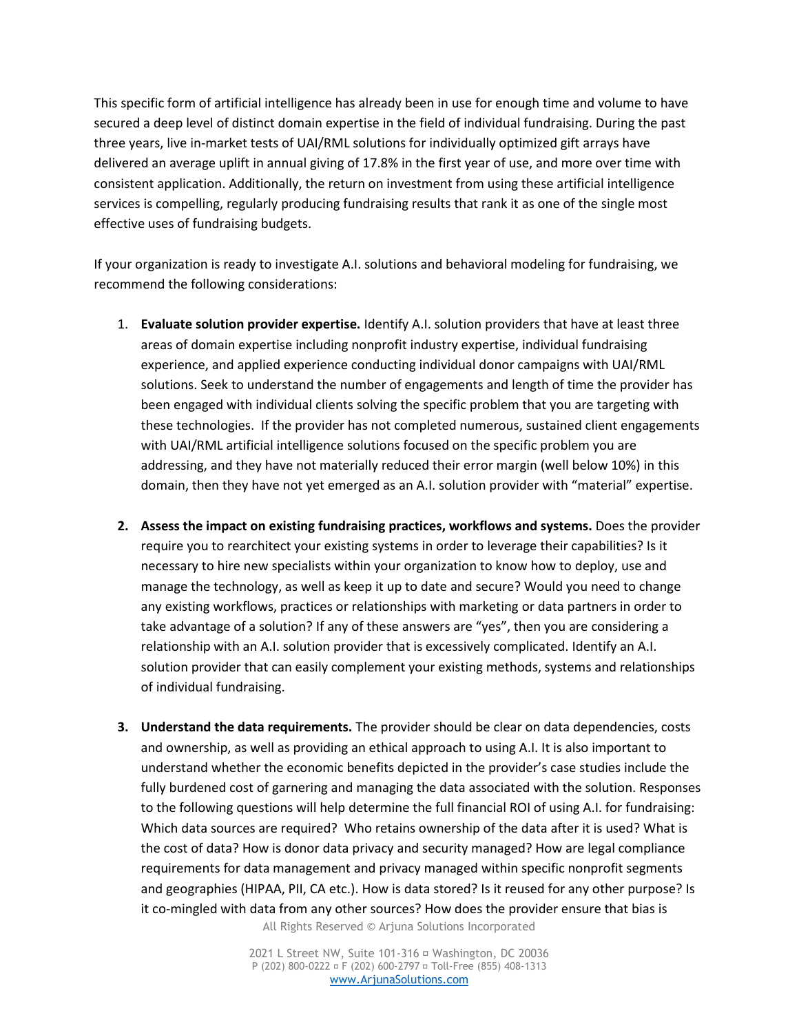This specific form of artificial intelligence has already been in use for enough time and volume to have secured a deep level of distinct domain expertise in the field of individual fundraising. During the past three years, live in-market tests of UAI/RML solutions for individually optimized gift arrays have delivered an average uplift in annual giving of 17.8% in the first year of use, and more over time with consistent application. Additionally, the return on investment from using these artificial intelligence services is compelling, regularly producing fundraising results that rank it as one of the single most effective uses of fundraising budgets.

If your organization is ready to investigate A.I. solutions and behavioral modeling for fundraising, we recommend the following considerations:

1. **Evaluate solution provider expertise.** Identify A.I. solution providers that have at least three areas of domain expertise including nonprofit industry expertise, individual fundraising experience, and applied experience conducting individual donor campaigns with UAI/RML solutions. Seek to understand the number of engagements and length of time the provider has been engaged with individual clients solving the specific problem that you are targeting with these technologies. If the provider has not completed numerous, sustained client engagements with UAI/RML artificial intelligence solutions focused on the specific problem you are addressing, and they have not materially reduced their error margin (well below 10%) in this domain, then they have not yet emerged as an A.I. solution provider with "material" expertise.

2. **Assess the impact on existing fundraising practices, workflows and systems.** Does the provider require you to rearchitect your existing systems in order to leverage their capabilities? Is it necessary to hire new specialists within your organization to know how to deploy, use and manage the technology, as well as keep it up to date and secure? Would you need to change any existing workflows, practices or relationships with marketing or data partners in order to take advantage of a solution? If any of these answers are "yes", then you are considering a relationship with an A.I. solution provider that is excessively complicated. Identify an A.I. solution provider that can easily complement your existing methods, systems and relationships of individual fundraising.

3. **Understand the data requirements.** The provider should be clear on data dependencies, costs and ownership, as well as providing an ethical approach to using A.I. It is also important to understand whether the economic benefits depicted in the provider's case studies include the fully burdened cost of garnering and managing the data associated with the solution. Responses to the following questions will help determine the full financial ROI of using A.I. for fundraising: Which data sources are required? Who retains ownership of the data after it is used? What is the cost of data? How is donor data privacy and security managed? How are legal compliance requirements for data management and privacy managed within specific nonprofit segments and geographies (HIPAA, PII, CA etc.). How is data stored? Is it reused for any other purpose? Is it co-mingled with data from any other sources? How does the provider ensure that bias is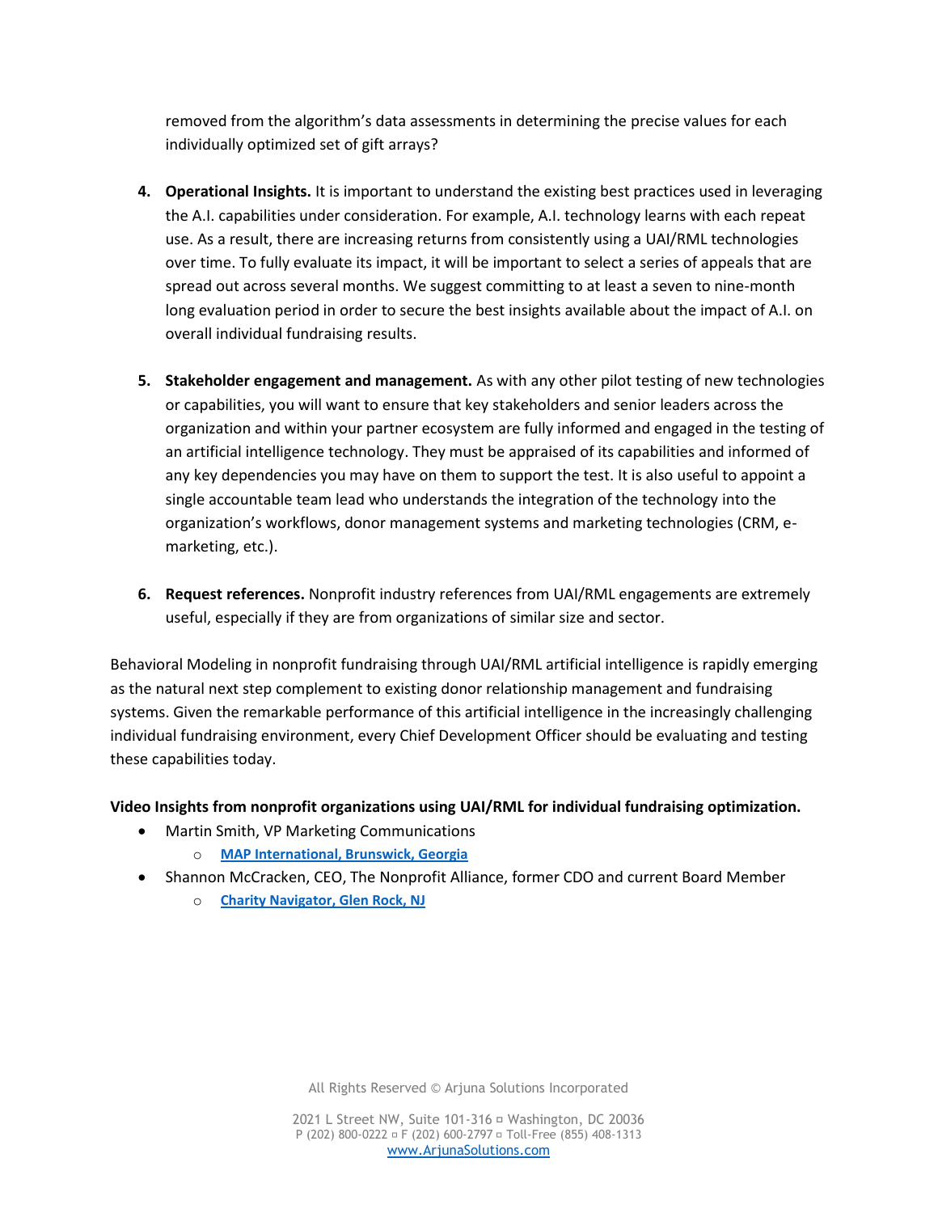removed from the algorithm's data assessments in determining the precise values for each individually optimized set of gift arrays?

4. **Operational Insights.** It is important to understand the existing best practices used in leveraging the A.I. capabilities under consideration. For example, A.I. technology learns with each repeat use. As a result, there are increasing returns from consistently using a UAI/RML technologies over time. To fully evaluate its impact, it will be important to select a series of appeals that are spread out across several months. We suggest committing to at least a seven to nine-month long evaluation period in order to secure the best insights available about the impact of A.I. on overall individual fundraising results.

5. **Stakeholder engagement and management.** As with any other pilot testing of new technologies or capabilities, you will want to ensure that key stakeholders and senior leaders across the organization and within your partner ecosystem are fully informed and engaged in the testing of an artificial intelligence technology. They must be appraised of its capabilities and informed of any key dependencies you may have on them to support the test. It is also useful to appoint a single accountable team lead who understands the integration of the technology into the organization's workflows, donor management systems and marketing technologies (CRM, e-marketing, etc.).

6. **Request references.** Nonprofit industry references from UAI/RML engagements are extremely useful, especially if they are from organizations of similar size and sector.

Behavioral Modeling in nonprofit fundraising through UAI/RML artificial intelligence is rapidly emerging as the natural next step complement to existing donor relationship management and fundraising systems. Given the remarkable performance of this artificial intelligence in the increasingly challenging individual fundraising environment, every Chief Development Officer should be evaluating and testing these capabilities today.

**Video Insights from nonprofit organizations using UAI/RML for individual fundraising optimization.**

- Martin Smith, VP Marketing Communications
  - **MAP International, Brunswick, Georgia**
- Shannon McCracken, CEO, The Nonprofit Alliance, former CDO and current Board Member
  - **Charity Navigator, Glen Rock, NJ**

All Rights Reserved © Arjuna Solutions Incorporated

2021 L Street NW, Suite 101-316 ¤ Washington, DC 20036
P (202) 800-0222 ¤ F (202) 600-2797 ¤ Toll-Free (855) 408-1313
www.ArjunaSolutions.com